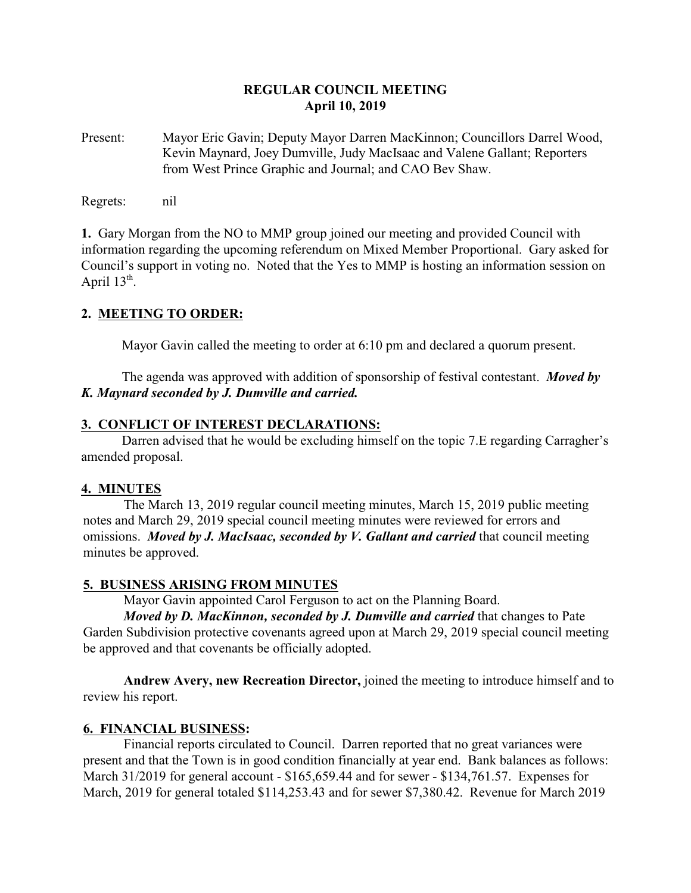**REGULAR COUNCIL MEETING**
**April 10, 2019**

Present: Mayor Eric Gavin; Deputy Mayor Darren MacKinnon; Councillors Darrel Wood, Kevin Maynard, Joey Dumville, Judy MacIsaac and Valene Gallant; Reporters from West Prince Graphic and Journal; and CAO Bev Shaw.

Regrets: nil

**1.** Gary Morgan from the NO to MMP group joined our meeting and provided Council with information regarding the upcoming referendum on Mixed Member Proportional. Gary asked for Council's support in voting no. Noted that the Yes to MMP is hosting an information session on April 13th.

## 2. MEETING TO ORDER:

Mayor Gavin called the meeting to order at 6:10 pm and declared a quorum present.

The agenda was approved with addition of sponsorship of festival contestant. ***Moved by K. Maynard seconded by J. Dumville and carried.***

## 3. CONFLICT OF INTEREST DECLARATIONS:

Darren advised that he would be excluding himself on the topic 7.E regarding Carragher's amended proposal.

## 4. MINUTES

The March 13, 2019 regular council meeting minutes, March 15, 2019 public meeting notes and March 29, 2019 special council meeting minutes were reviewed for errors and omissions. ***Moved by J. MacIsaac, seconded by V. Gallant and carried*** that council meeting minutes be approved.

## 5. BUSINESS ARISING FROM MINUTES

Mayor Gavin appointed Carol Ferguson to act on the Planning Board.

***Moved by D. MacKinnon, seconded by J. Dumville and carried*** that changes to Pate Garden Subdivision protective covenants agreed upon at March 29, 2019 special council meeting be approved and that covenants be officially adopted.

**Andrew Avery, new Recreation Director,** joined the meeting to introduce himself and to review his report.

## 6. FINANCIAL BUSINESS:

Financial reports circulated to Council. Darren reported that no great variances were present and that the Town is in good condition financially at year end. Bank balances as follows: March 31/2019 for general account - $165,659.44 and for sewer - $134,761.57. Expenses for March, 2019 for general totaled $114,253.43 and for sewer $7,380.42. Revenue for March 2019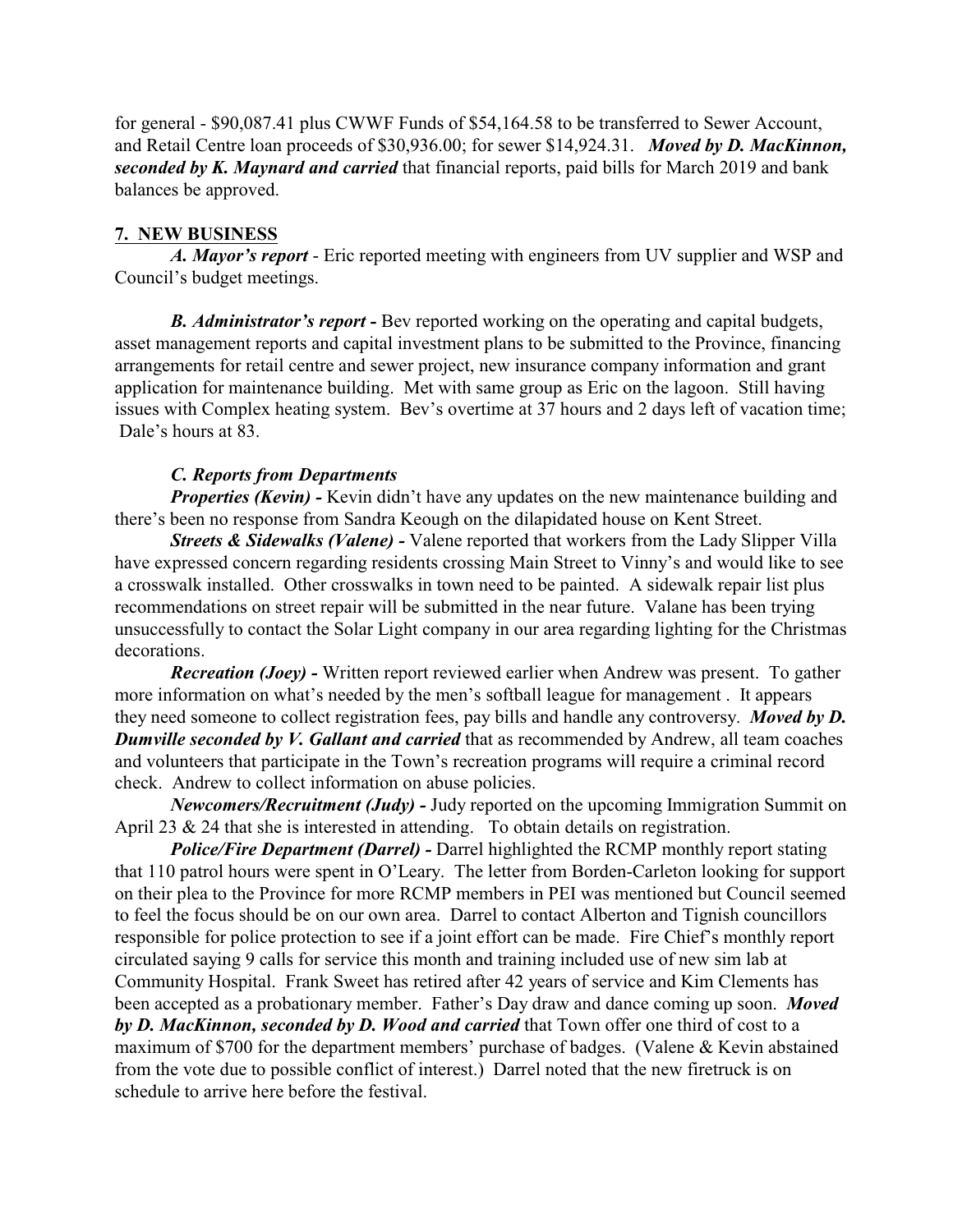for general - $90,087.41 plus CWWF Funds of $54,164.58 to be transferred to Sewer Account, and Retail Centre loan proceeds of $30,936.00; for sewer $14,924.31. ***Moved by D. MacKinnon, seconded by K. Maynard and carried*** that financial reports, paid bills for March 2019 and bank balances be approved.

## 7. NEW BUSINESS

***A. Mayor's report*** - Eric reported meeting with engineers from UV supplier and WSP and Council's budget meetings.

***B. Administrator's report -*** Bev reported working on the operating and capital budgets, asset management reports and capital investment plans to be submitted to the Province, financing arrangements for retail centre and sewer project, new insurance company information and grant application for maintenance building. Met with same group as Eric on the lagoon. Still having issues with Complex heating system. Bev's overtime at 37 hours and 2 days left of vacation time; Dale's hours at 83.

***C. Reports from Departments***

***Properties (Kevin) -*** Kevin didn't have any updates on the new maintenance building and there's been no response from Sandra Keough on the dilapidated house on Kent Street.

***Streets & Sidewalks (Valene) -*** Valene reported that workers from the Lady Slipper Villa have expressed concern regarding residents crossing Main Street to Vinny's and would like to see a crosswalk installed. Other crosswalks in town need to be painted. A sidewalk repair list plus recommendations on street repair will be submitted in the near future. Valane has been trying unsuccessfully to contact the Solar Light company in our area regarding lighting for the Christmas decorations.

***Recreation (Joey) -*** Written report reviewed earlier when Andrew was present. To gather more information on what's needed by the men's softball league for management . It appears they need someone to collect registration fees, pay bills and handle any controversy. ***Moved by D. Dumville seconded by V. Gallant and carried*** that as recommended by Andrew, all team coaches and volunteers that participate in the Town's recreation programs will require a criminal record check. Andrew to collect information on abuse policies.

***Newcomers/Recruitment (Judy) -*** Judy reported on the upcoming Immigration Summit on April 23 & 24 that she is interested in attending. To obtain details on registration.

***Police/Fire Department (Darrel) -*** Darrel highlighted the RCMP monthly report stating that 110 patrol hours were spent in O'Leary. The letter from Borden-Carleton looking for support on their plea to the Province for more RCMP members in PEI was mentioned but Council seemed to feel the focus should be on our own area. Darrel to contact Alberton and Tignish councillors responsible for police protection to see if a joint effort can be made. Fire Chief's monthly report circulated saying 9 calls for service this month and training included use of new sim lab at Community Hospital. Frank Sweet has retired after 42 years of service and Kim Clements has been accepted as a probationary member. Father's Day draw and dance coming up soon. ***Moved by D. MacKinnon, seconded by D. Wood and carried*** that Town offer one third of cost to a maximum of $700 for the department members' purchase of badges. (Valene & Kevin abstained from the vote due to possible conflict of interest.) Darrel noted that the new firetruck is on schedule to arrive here before the festival.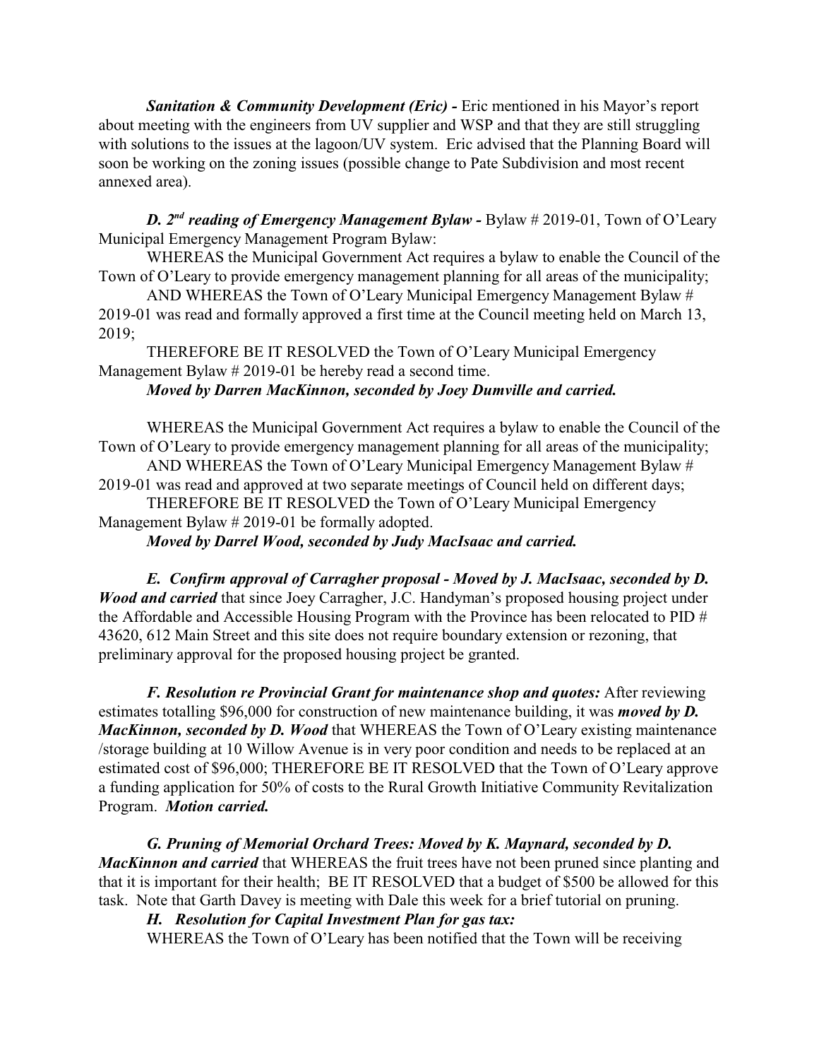***Sanitation & Community Development (Eric) -*** Eric mentioned in his Mayor's report about meeting with the engineers from UV supplier and WSP and that they are still struggling with solutions to the issues at the lagoon/UV system. Eric advised that the Planning Board will soon be working on the zoning issues (possible change to Pate Subdivision and most recent annexed area).

***D. 2nd reading of Emergency Management Bylaw -*** Bylaw # 2019-01, Town of O'Leary Municipal Emergency Management Program Bylaw:

WHEREAS the Municipal Government Act requires a bylaw to enable the Council of the Town of O'Leary to provide emergency management planning for all areas of the municipality;

AND WHEREAS the Town of O'Leary Municipal Emergency Management Bylaw # 2019-01 was read and formally approved a first time at the Council meeting held on March 13, 2019;

THEREFORE BE IT RESOLVED the Town of O'Leary Municipal Emergency Management Bylaw # 2019-01 be hereby read a second time.

***Moved by Darren MacKinnon, seconded by Joey Dumville and carried.***

WHEREAS the Municipal Government Act requires a bylaw to enable the Council of the Town of O'Leary to provide emergency management planning for all areas of the municipality;

AND WHEREAS the Town of O'Leary Municipal Emergency Management Bylaw # 2019-01 was read and approved at two separate meetings of Council held on different days;

THEREFORE BE IT RESOLVED the Town of O'Leary Municipal Emergency Management Bylaw # 2019-01 be formally adopted.

***Moved by Darrel Wood, seconded by Judy MacIsaac and carried.***

***E. Confirm approval of Carragher proposal - Moved by J. MacIsaac, seconded by D. Wood and carried*** that since Joey Carragher, J.C. Handyman's proposed housing project under the Affordable and Accessible Housing Program with the Province has been relocated to PID # 43620, 612 Main Street and this site does not require boundary extension or rezoning, that preliminary approval for the proposed housing project be granted.

***F. Resolution re Provincial Grant for maintenance shop and quotes:*** After reviewing estimates totalling $96,000 for construction of new maintenance building, it was ***moved by D. MacKinnon, seconded by D. Wood*** that WHEREAS the Town of O'Leary existing maintenance /storage building at 10 Willow Avenue is in very poor condition and needs to be replaced at an estimated cost of $96,000; THEREFORE BE IT RESOLVED that the Town of O'Leary approve a funding application for 50% of costs to the Rural Growth Initiative Community Revitalization Program. ***Motion carried.***

***G. Pruning of Memorial Orchard Trees: Moved by K. Maynard, seconded by D. MacKinnon and carried*** that WHEREAS the fruit trees have not been pruned since planting and that it is important for their health; BE IT RESOLVED that a budget of $500 be allowed for this task. Note that Garth Davey is meeting with Dale this week for a brief tutorial on pruning.

***H. Resolution for Capital Investment Plan for gas tax:***

WHEREAS the Town of O'Leary has been notified that the Town will be receiving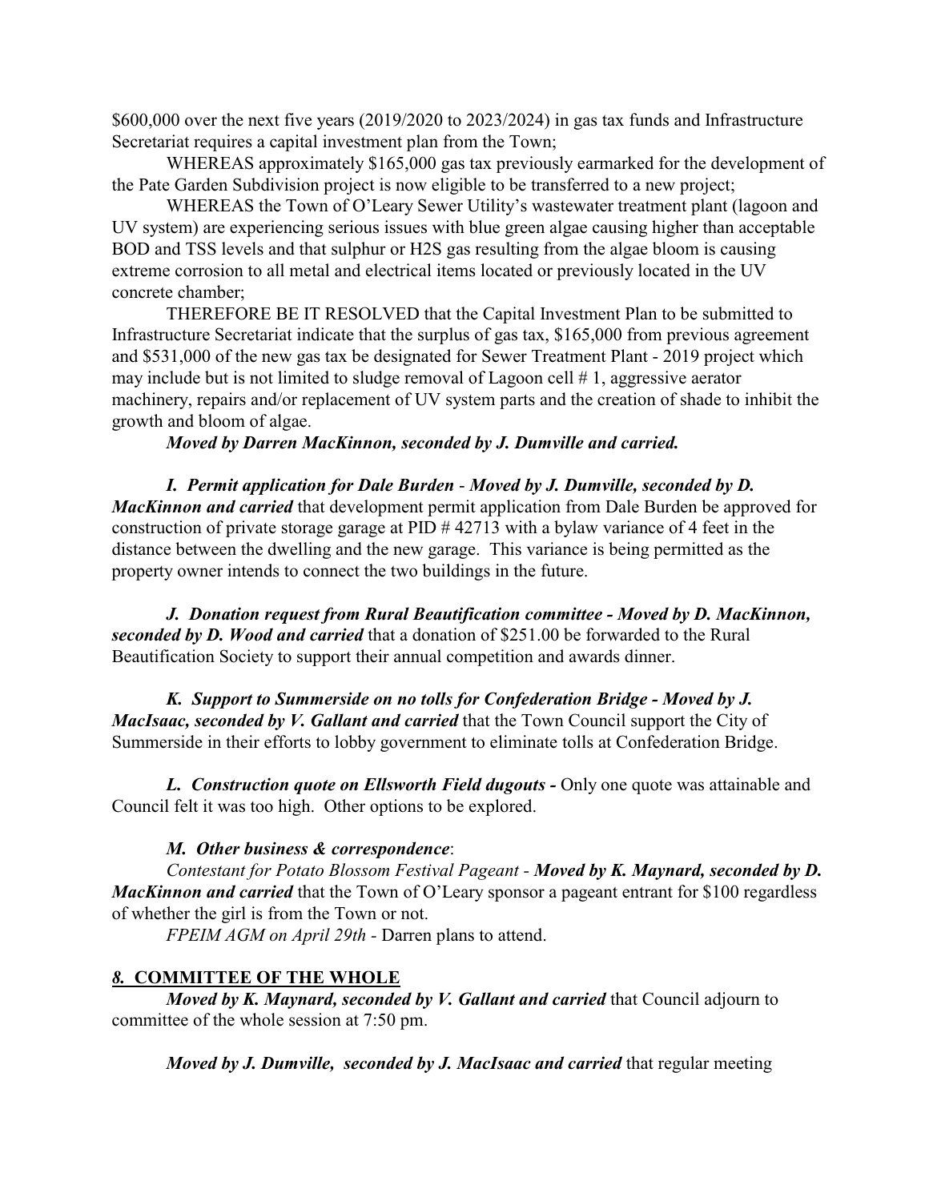$600,000 over the next five years (2019/2020 to 2023/2024) in gas tax funds and Infrastructure Secretariat requires a capital investment plan from the Town;

WHEREAS approximately $165,000 gas tax previously earmarked for the development of the Pate Garden Subdivision project is now eligible to be transferred to a new project;

WHEREAS the Town of O'Leary Sewer Utility's wastewater treatment plant (lagoon and UV system) are experiencing serious issues with blue green algae causing higher than acceptable BOD and TSS levels and that sulphur or H2S gas resulting from the algae bloom is causing extreme corrosion to all metal and electrical items located or previously located in the UV concrete chamber;

THEREFORE BE IT RESOLVED that the Capital Investment Plan to be submitted to Infrastructure Secretariat indicate that the surplus of gas tax, $165,000 from previous agreement and $531,000 of the new gas tax be designated for Sewer Treatment Plant - 2019 project which may include but is not limited to sludge removal of Lagoon cell # 1, aggressive aerator machinery, repairs and/or replacement of UV system parts and the creation of shade to inhibit the growth and bloom of algae.

***Moved by Darren MacKinnon, seconded by J. Dumville and carried.***

***I. Permit application for Dale Burden - Moved by J. Dumville, seconded by D. MacKinnon and carried*** that development permit application from Dale Burden be approved for construction of private storage garage at PID # 42713 with a bylaw variance of 4 feet in the distance between the dwelling and the new garage. This variance is being permitted as the property owner intends to connect the two buildings in the future.

***J. Donation request from Rural Beautification committee - Moved by D. MacKinnon, seconded by D. Wood and carried*** that a donation of $251.00 be forwarded to the Rural Beautification Society to support their annual competition and awards dinner.

***K. Support to Summerside on no tolls for Confederation Bridge - Moved by J. MacIsaac, seconded by V. Gallant and carried*** that the Town Council support the City of Summerside in their efforts to lobby government to eliminate tolls at Confederation Bridge.

***L. Construction quote on Ellsworth Field dugouts -*** Only one quote was attainable and Council felt it was too high. Other options to be explored.

***M. Other business & correspondence***:

*Contestant for Potato Blossom Festival Pageant* - ***Moved by K. Maynard, seconded by D. MacKinnon and carried*** that the Town of O'Leary sponsor a pageant entrant for $100 regardless of whether the girl is from the Town or not.

*FPEIM AGM on April 29th* - Darren plans to attend.

## *8.* COMMITTEE OF THE WHOLE

***Moved by K. Maynard, seconded by V. Gallant and carried*** that Council adjourn to committee of the whole session at 7:50 pm.

***Moved by J. Dumville, seconded by J. MacIsaac and carried*** that regular meeting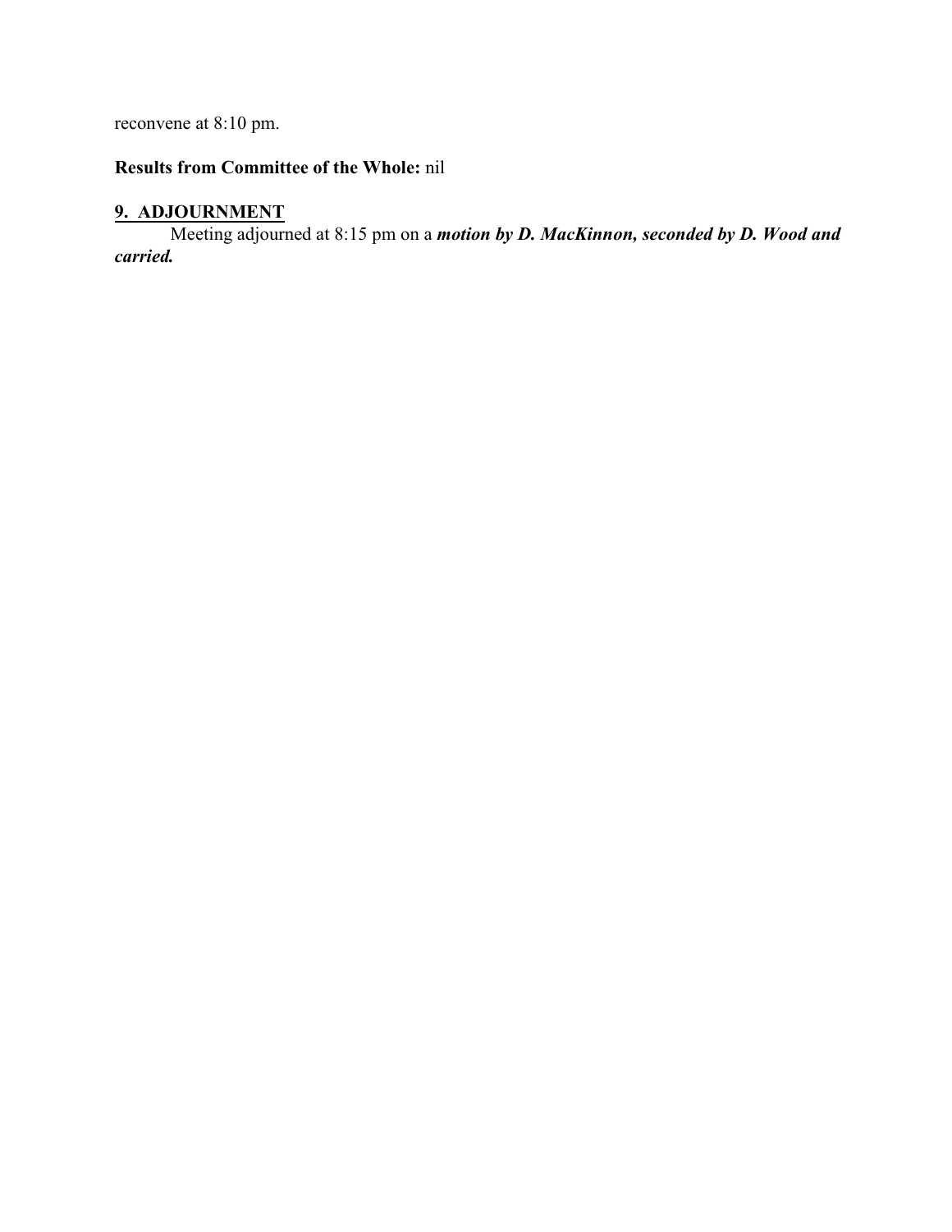reconvene at 8:10 pm.

**Results from Committee of the Whole:** nil

## 9. ADJOURNMENT

Meeting adjourned at 8:15 pm on a ***motion by D. MacKinnon, seconded by D. Wood and carried.***